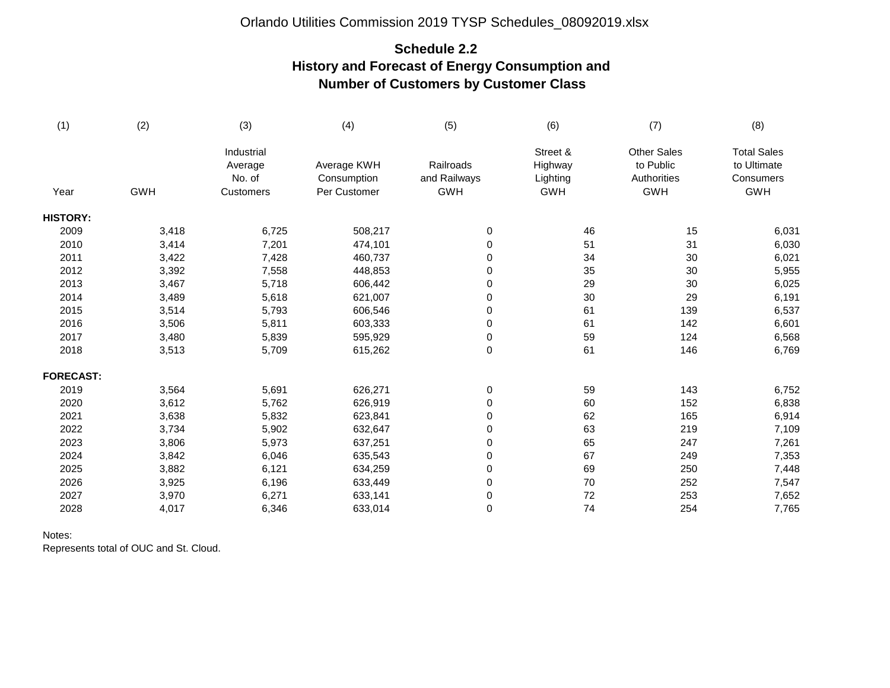Orlando Utilities Commission 2019 TYSP Schedules_08092019.xlsx

## Schedule 2.2
## History and Forecast of Energy Consumption and Number of Customers by Customer Class

| (1) | (2) | (3) | (4) | (5) | (6) | (7) | (8) |
|---|---|---|---|---|---|---|---|
| Year | GWH | Industrial Average No. of Customers | Average KWH Consumption Per Customer | Railroads and Railways GWH | Street & Highway Lighting GWH | Other Sales to Public Authorities GWH | Total Sales to Ultimate Consumers GWH |
| **HISTORY:** | | | | | | | |
| 2009 | 3,418 | 6,725 | 508,217 | 0 | 46 | 15 | 6,031 |
| 2010 | 3,414 | 7,201 | 474,101 | 0 | 51 | 31 | 6,030 |
| 2011 | 3,422 | 7,428 | 460,737 | 0 | 34 | 30 | 6,021 |
| 2012 | 3,392 | 7,558 | 448,853 | 0 | 35 | 30 | 5,955 |
| 2013 | 3,467 | 5,718 | 606,442 | 0 | 29 | 30 | 6,025 |
| 2014 | 3,489 | 5,618 | 621,007 | 0 | 30 | 29 | 6,191 |
| 2015 | 3,514 | 5,793 | 606,546 | 0 | 61 | 139 | 6,537 |
| 2016 | 3,506 | 5,811 | 603,333 | 0 | 61 | 142 | 6,601 |
| 2017 | 3,480 | 5,839 | 595,929 | 0 | 59 | 124 | 6,568 |
| 2018 | 3,513 | 5,709 | 615,262 | 0 | 61 | 146 | 6,769 |
| **FORECAST:** | | | | | | | |
| 2019 | 3,564 | 5,691 | 626,271 | 0 | 59 | 143 | 6,752 |
| 2020 | 3,612 | 5,762 | 626,919 | 0 | 60 | 152 | 6,838 |
| 2021 | 3,638 | 5,832 | 623,841 | 0 | 62 | 165 | 6,914 |
| 2022 | 3,734 | 5,902 | 632,647 | 0 | 63 | 219 | 7,109 |
| 2023 | 3,806 | 5,973 | 637,251 | 0 | 65 | 247 | 7,261 |
| 2024 | 3,842 | 6,046 | 635,543 | 0 | 67 | 249 | 7,353 |
| 2025 | 3,882 | 6,121 | 634,259 | 0 | 69 | 250 | 7,448 |
| 2026 | 3,925 | 6,196 | 633,449 | 0 | 70 | 252 | 7,547 |
| 2027 | 3,970 | 6,271 | 633,141 | 0 | 72 | 253 | 7,652 |
| 2028 | 4,017 | 6,346 | 633,014 | 0 | 74 | 254 | 7,765 |

Notes:
Represents total of OUC and St. Cloud.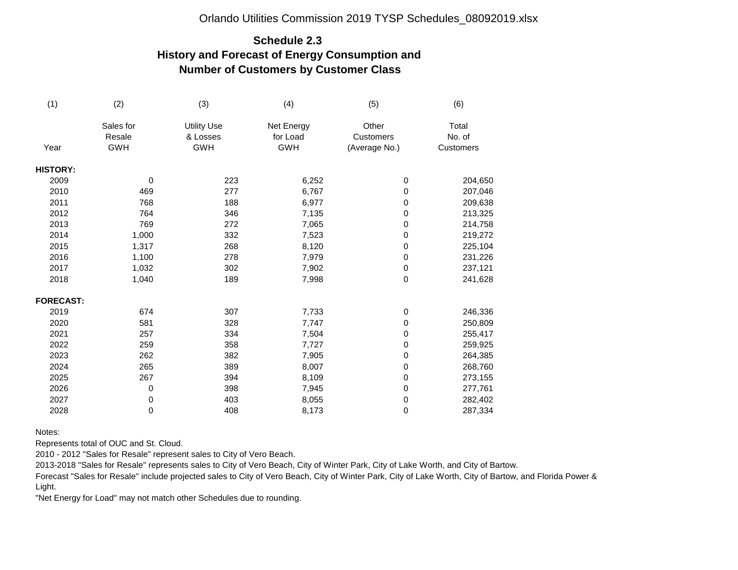Orlando Utilities Commission 2019 TYSP Schedules_08092019.xlsx

## Schedule 2.3
## History and Forecast of Energy Consumption and Number of Customers by Customer Class

| (1) | (2) | (3) | (4) | (5) | (6) |
|---|---|---|---|---|---|
| Year | Sales for Resale GWH | Utility Use & Losses GWH | Net Energy for Load GWH | Other Customers (Average No.) | Total No. of Customers |
| **HISTORY:** | | | | | |
| 2009 | 0 | 223 | 6,252 | 0 | 204,650 |
| 2010 | 469 | 277 | 6,767 | 0 | 207,046 |
| 2011 | 768 | 188 | 6,977 | 0 | 209,638 |
| 2012 | 764 | 346 | 7,135 | 0 | 213,325 |
| 2013 | 769 | 272 | 7,065 | 0 | 214,758 |
| 2014 | 1,000 | 332 | 7,523 | 0 | 219,272 |
| 2015 | 1,317 | 268 | 8,120 | 0 | 225,104 |
| 2016 | 1,100 | 278 | 7,979 | 0 | 231,226 |
| 2017 | 1,032 | 302 | 7,902 | 0 | 237,121 |
| 2018 | 1,040 | 189 | 7,998 | 0 | 241,628 |
| **FORECAST:** | | | | | |
| 2019 | 674 | 307 | 7,733 | 0 | 246,336 |
| 2020 | 581 | 328 | 7,747 | 0 | 250,809 |
| 2021 | 257 | 334 | 7,504 | 0 | 255,417 |
| 2022 | 259 | 358 | 7,727 | 0 | 259,925 |
| 2023 | 262 | 382 | 7,905 | 0 | 264,385 |
| 2024 | 265 | 389 | 8,007 | 0 | 268,760 |
| 2025 | 267 | 394 | 8,109 | 0 | 273,155 |
| 2026 | 0 | 398 | 7,945 | 0 | 277,761 |
| 2027 | 0 | 403 | 8,055 | 0 | 282,402 |
| 2028 | 0 | 408 | 8,173 | 0 | 287,334 |

Notes:
Represents total of OUC and St. Cloud.
2010 - 2012 "Sales for Resale" represent sales to City of Vero Beach.
2013-2018 "Sales for Resale" represents sales to City of Vero Beach, City of Winter Park, City of Lake Worth, and City of Bartow.
Forecast "Sales for Resale" include projected sales to City of Vero Beach, City of Winter Park, City of Lake Worth, City of Bartow, and Florida Power & Light.
"Net Energy for Load" may not match other Schedules due to rounding.